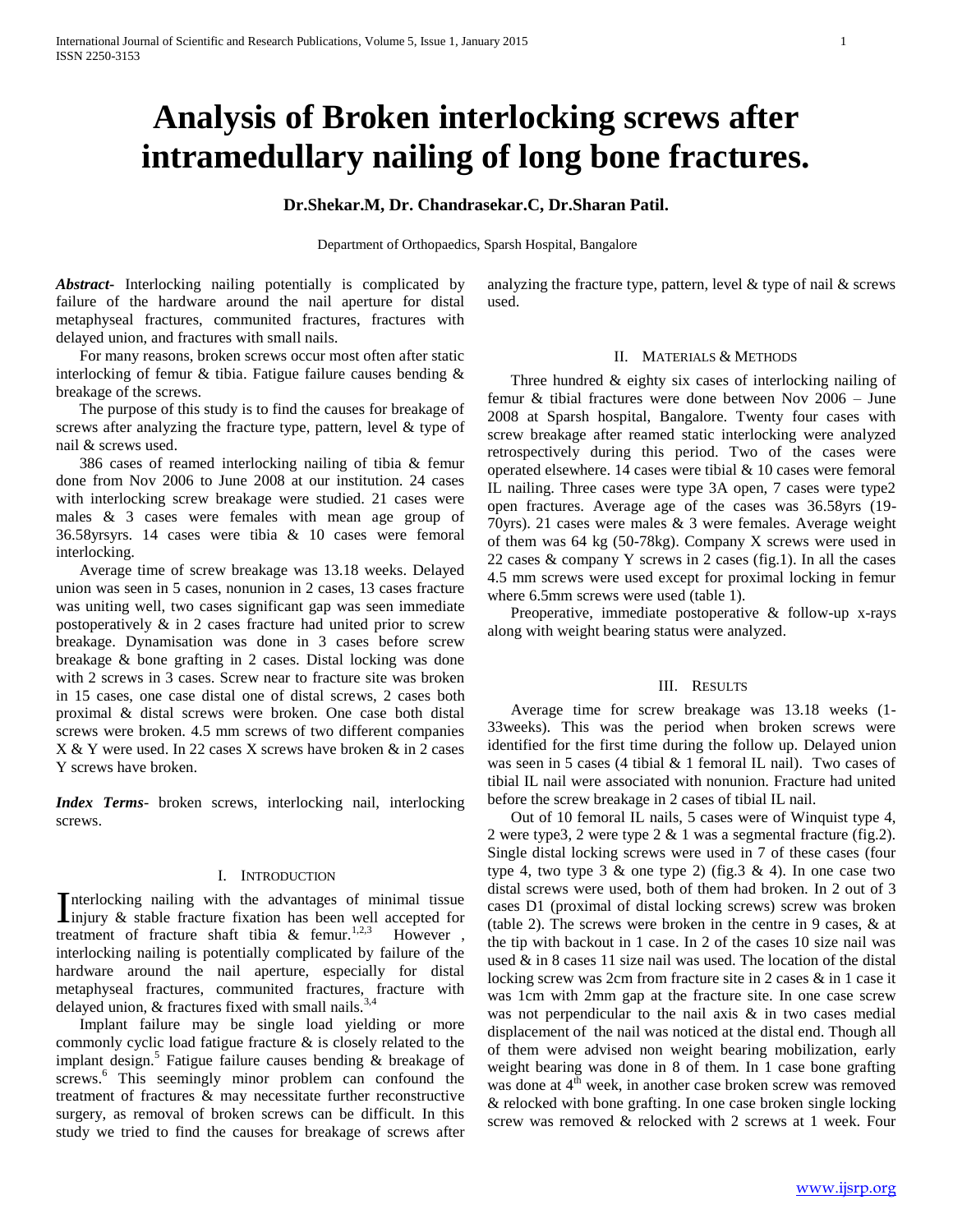# Analysis of Broken interlocking screws after intramedullary nailing of long bone fractures.

**Dr.Shekar.M, Dr. Chandrasekar.C, Dr.Sharan Patil.**

Department of Orthopaedics, Sparsh Hospital, Bangalore

***Abstract-*** Interlocking nailing potentially is complicated by failure of the hardware around the nail aperture for distal metaphyseal fractures, communited fractures, fractures with delayed union, and fractures with small nails.

For many reasons, broken screws occur most often after static interlocking of femur & tibia. Fatigue failure causes bending & breakage of the screws.

The purpose of this study is to find the causes for breakage of screws after analyzing the fracture type, pattern, level & type of nail & screws used.

386 cases of reamed interlocking nailing of tibia & femur done from Nov 2006 to June 2008 at our institution. 24 cases with interlocking screw breakage were studied. 21 cases were males & 3 cases were females with mean age group of 36.58yrsyrs. 14 cases were tibia & 10 cases were femoral interlocking.

Average time of screw breakage was 13.18 weeks. Delayed union was seen in 5 cases, nonunion in 2 cases, 13 cases fracture was uniting well, two cases significant gap was seen immediate postoperatively & in 2 cases fracture had united prior to screw breakage. Dynamisation was done in 3 cases before screw breakage & bone grafting in 2 cases. Distal locking was done with 2 screws in 3 cases. Screw near to fracture site was broken in 15 cases, one case distal one of distal screws, 2 cases both proximal & distal screws were broken. One case both distal screws were broken. 4.5 mm screws of two different companies X & Y were used. In 22 cases X screws have broken & in 2 cases Y screws have broken.

***Index Terms*** - broken screws, interlocking nail, interlocking screws.

## I. Introduction

Interlocking nailing with the advantages of minimal tissue injury & stable fracture fixation has been well accepted for treatment of fracture shaft tibia & femur.[1,2,3] However , interlocking nailing is potentially complicated by failure of the hardware around the nail aperture, especially for distal metaphyseal fractures, communited fractures, fracture with delayed union, & fractures fixed with small nails.[3,4]

Implant failure may be single load yielding or more commonly cyclic load fatigue fracture & is closely related to the implant design.[5] Fatigue failure causes bending & breakage of screws.[6] This seemingly minor problem can confound the treatment of fractures & may necessitate further reconstructive surgery, as removal of broken screws can be difficult. In this study we tried to find the causes for breakage of screws after analyzing the fracture type, pattern, level & type of nail & screws used.

## II. Materials & Methods

Three hundred & eighty six cases of interlocking nailing of femur & tibial fractures were done between Nov 2006 – June 2008 at Sparsh hospital, Bangalore. Twenty four cases with screw breakage after reamed static interlocking were analyzed retrospectively during this period. Two of the cases were operated elsewhere. 14 cases were tibial & 10 cases were femoral IL nailing. Three cases were type 3A open, 7 cases were type2 open fractures. Average age of the cases was 36.58yrs (19-70yrs). 21 cases were males & 3 were females. Average weight of them was 64 kg (50-78kg). Company X screws were used in 22 cases & company Y screws in 2 cases (fig.1). In all the cases 4.5 mm screws were used except for proximal locking in femur where 6.5mm screws were used (table 1).

Preoperative, immediate postoperative & follow-up x-rays along with weight bearing status were analyzed.

## III. Results

Average time for screw breakage was 13.18 weeks (1-33weeks). This was the period when broken screws were identified for the first time during the follow up. Delayed union was seen in 5 cases (4 tibial & 1 femoral IL nail). Two cases of tibial IL nail were associated with nonunion. Fracture had united before the screw breakage in 2 cases of tibial IL nail.

Out of 10 femoral IL nails, 5 cases were of Winquist type 4, 2 were type3, 2 were type 2 & 1 was a segmental fracture (fig.2). Single distal locking screws were used in 7 of these cases (four type 4, two type 3 & one type 2) (fig.3 & 4). In one case two distal screws were used, both of them had broken. In 2 out of 3 cases D1 (proximal of distal locking screws) screw was broken (table 2). The screws were broken in the centre in 9 cases, & at the tip with backout in 1 case. In 2 of the cases 10 size nail was used & in 8 cases 11 size nail was used. The location of the distal locking screw was 2cm from fracture site in 2 cases & in 1 case it was 1cm with 2mm gap at the fracture site. In one case screw was not perpendicular to the nail axis & in two cases medial displacement of the nail was noticed at the distal end. Though all of them were advised non weight bearing mobilization, early weight bearing was done in 8 of them. In 1 case bone grafting was done at 4[th] week, in another case broken screw was removed & relocked with bone grafting. In one case broken single locking screw was removed & relocked with 2 screws at 1 week. Four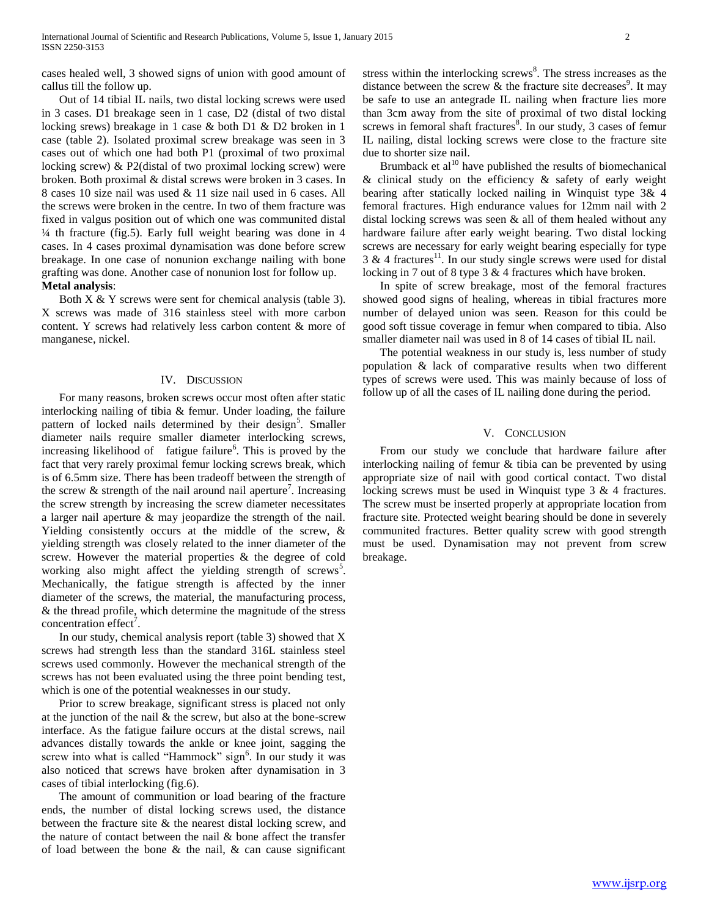cases healed well, 3 showed signs of union with good amount of callus till the follow up.

Out of 14 tibial IL nails, two distal locking screws were used in 3 cases. D1 breakage seen in 1 case, D2 (distal of two distal locking srews) breakage in 1 case & both D1 & D2 broken in 1 case (table 2). Isolated proximal screw breakage was seen in 3 cases out of which one had both P1 (proximal of two proximal locking screw) & P2(distal of two proximal locking screw) were broken. Both proximal & distal screws were broken in 3 cases. In 8 cases 10 size nail was used & 11 size nail used in 6 cases. All the screws were broken in the centre. In two of them fracture was fixed in valgus position out of which one was communited distal ¼ th fracture (fig.5). Early full weight bearing was done in 4 cases. In 4 cases proximal dynamisation was done before screw breakage. In one case of nonunion exchange nailing with bone grafting was done. Another case of nonunion lost for follow up.

**Metal analysis**:

Both X & Y screws were sent for chemical analysis (table 3). X screws was made of 316 stainless steel with more carbon content. Y screws had relatively less carbon content & more of manganese, nickel.

## IV. Discussion

For many reasons, broken screws occur most often after static interlocking nailing of tibia & femur. Under loading, the failure pattern of locked nails determined by their design[5]. Smaller diameter nails require smaller diameter interlocking screws, increasing likelihood of fatigue failure[6]. This is proved by the fact that very rarely proximal femur locking screws break, which is of 6.5mm size. There has been tradeoff between the strength of the screw & strength of the nail around nail aperture[7]. Increasing the screw strength by increasing the screw diameter necessitates a larger nail aperture & may jeopardize the strength of the nail. Yielding consistently occurs at the middle of the screw, & yielding strength was closely related to the inner diameter of the screw. However the material properties & the degree of cold working also might affect the yielding strength of screws[5]. Mechanically, the fatigue strength is affected by the inner diameter of the screws, the material, the manufacturing process, & the thread profile, which determine the magnitude of the stress concentration effect[7].

In our study, chemical analysis report (table 3) showed that X screws had strength less than the standard 316L stainless steel screws used commonly. However the mechanical strength of the screws has not been evaluated using the three point bending test, which is one of the potential weaknesses in our study.

Prior to screw breakage, significant stress is placed not only at the junction of the nail & the screw, but also at the bone-screw interface. As the fatigue failure occurs at the distal screws, nail advances distally towards the ankle or knee joint, sagging the screw into what is called "Hammock" sign[6]. In our study it was also noticed that screws have broken after dynamisation in 3 cases of tibial interlocking (fig.6).

The amount of communition or load bearing of the fracture ends, the number of distal locking screws used, the distance between the fracture site & the nearest distal locking screw, and the nature of contact between the nail & bone affect the transfer of load between the bone & the nail, & can cause significant stress within the interlocking screws[8]. The stress increases as the distance between the screw & the fracture site decreases[9]. It may be safe to use an antegrade IL nailing when fracture lies more than 3cm away from the site of proximal of two distal locking screws in femoral shaft fractures[8]. In our study, 3 cases of femur IL nailing, distal locking screws were close to the fracture site due to shorter size nail.

Brumback et al[10] have published the results of biomechanical & clinical study on the efficiency & safety of early weight bearing after statically locked nailing in Winquist type 3& 4 femoral fractures. High endurance values for 12mm nail with 2 distal locking screws was seen & all of them healed without any hardware failure after early weight bearing. Two distal locking screws are necessary for early weight bearing especially for type 3 & 4 fractures[11]. In our study single screws were used for distal locking in 7 out of 8 type 3 & 4 fractures which have broken.

In spite of screw breakage, most of the femoral fractures showed good signs of healing, whereas in tibial fractures more number of delayed union was seen. Reason for this could be good soft tissue coverage in femur when compared to tibia. Also smaller diameter nail was used in 8 of 14 cases of tibial IL nail.

The potential weakness in our study is, less number of study population & lack of comparative results when two different types of screws were used. This was mainly because of loss of follow up of all the cases of IL nailing done during the period.

## V. Conclusion

From our study we conclude that hardware failure after interlocking nailing of femur & tibia can be prevented by using appropriate size of nail with good cortical contact. Two distal locking screws must be used in Winquist type 3 & 4 fractures. The screw must be inserted properly at appropriate location from fracture site. Protected weight bearing should be done in severely communited fractures. Better quality screw with good strength must be used. Dynamisation may not prevent from screw breakage.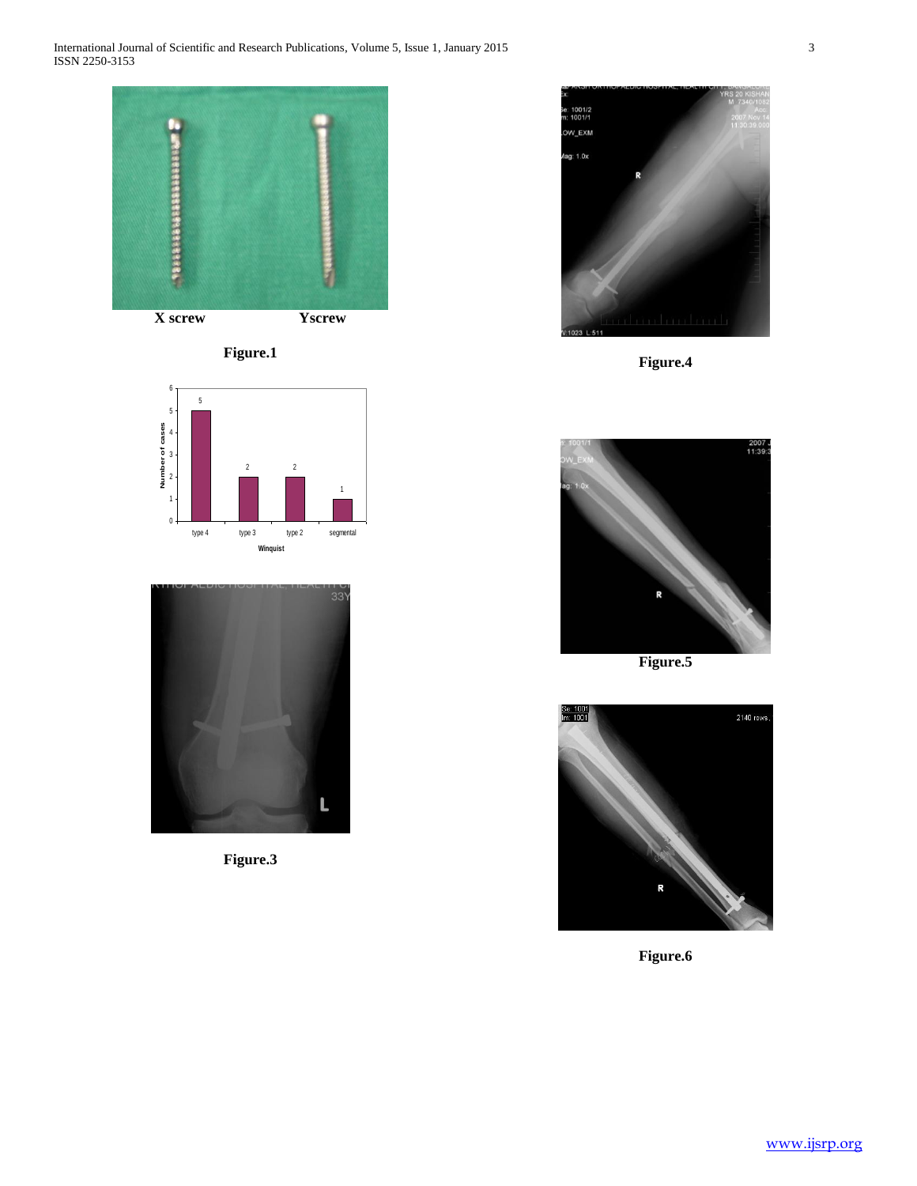X screw Yscrew

Figure.1

Figure.3

Figure.4

Figure.5

Figure.6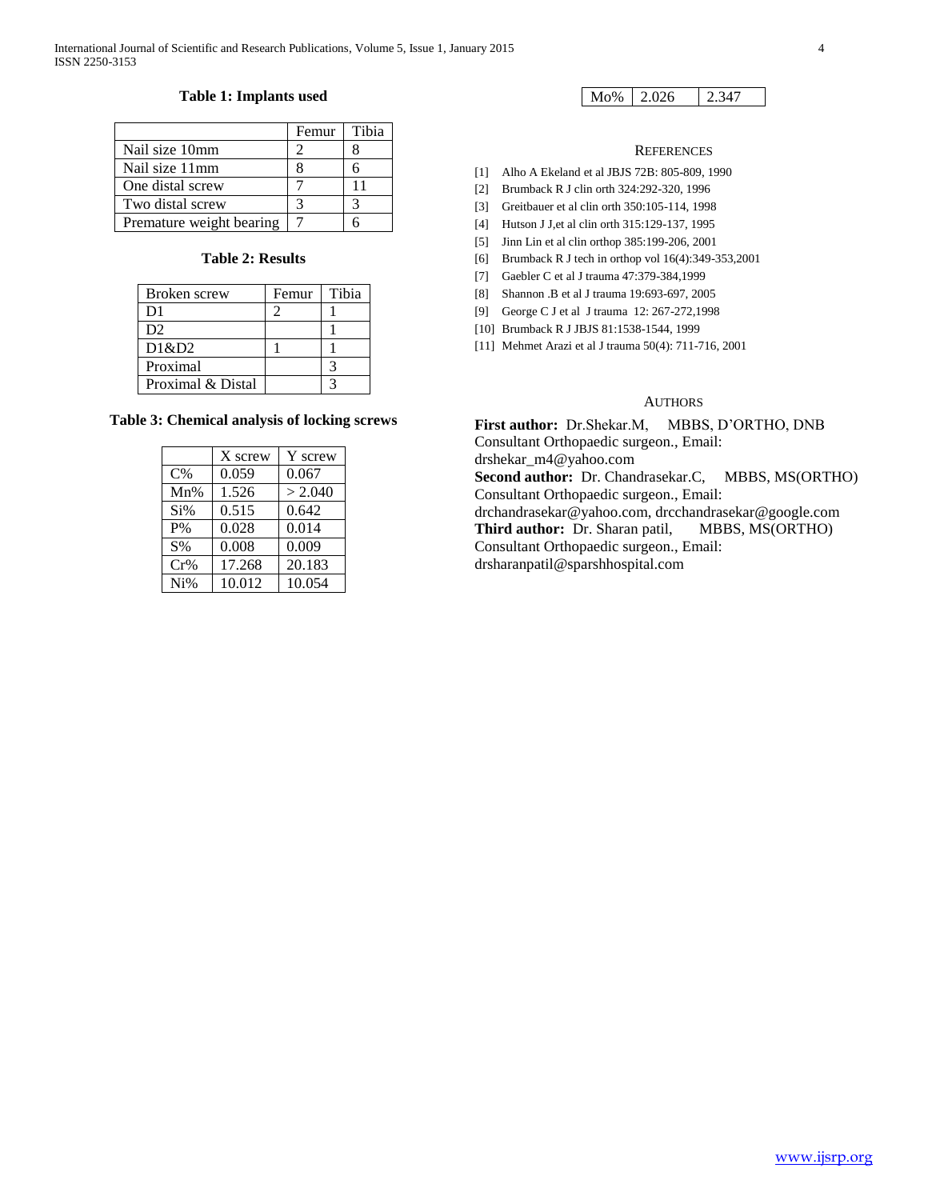**Table 1: Implants used**

| | Femur | Tibia |
|---|---|---|
| Nail size 10mm | 2 | 8 |
| Nail size 11mm | 8 | 6 |
| One distal screw | 7 | 11 |
| Two distal screw | 3 | 3 |
| Premature weight bearing | 7 | 6 |

**Table 2: Results**

| Broken screw | Femur | Tibia |
|---|---|---|
| D1 | 2 | 1 |
| D2 | | 1 |
| D1&D2 | 1 | 1 |
| Proximal | | 3 |
| Proximal & Distal | | 3 |

**Table 3: Chemical analysis of locking screws**

| | X screw | Y screw |
|---|---|---|
| C% | 0.059 | 0.067 |
| Mn% | 1.526 | > 2.040 |
| Si% | 0.515 | 0.642 |
| P% | 0.028 | 0.014 |
| S% | 0.008 | 0.009 |
| Cr% | 17.268 | 20.183 |
| Ni% | 10.012 | 10.054 |
| Mo% | 2.026 | 2.347 |

## REFERENCES

[1] Alho A Ekeland et al JBJS 72B: 805-809, 1990
[2] Brumback R J clin orth 324:292-320, 1996
[3] Greitbauer et al clin orth 350:105-114, 1998
[4] Hutson J J,et al clin orth 315:129-137, 1995
[5] Jinn Lin et al clin orthop 385:199-206, 2001
[6] Brumback R J tech in orthop vol 16(4):349-353,2001
[7] Gaebler C et al J trauma 47:379-384,1999
[8] Shannon .B et al J trauma 19:693-697, 2005
[9] George C J et al J trauma 12: 267-272,1998
[10] Brumback R J JBJS 81:1538-1544, 1999
[11] Mehmet Arazi et al J trauma 50(4): 711-716, 2001

## AUTHORS

**First author:** Dr.Shekar.M, MBBS, D'ORTHO, DNB Consultant Orthopaedic surgeon., Email: drshekar_m4@yahoo.com

**Second author:** Dr. Chandrasekar.C, MBBS, MS(ORTHO) Consultant Orthopaedic surgeon., Email: drchandrasekar@yahoo.com, drcchandrasekar@google.com

**Third author:** Dr. Sharan patil, MBBS, MS(ORTHO) Consultant Orthopaedic surgeon., Email: drsharanpatil@sparshhospital.com